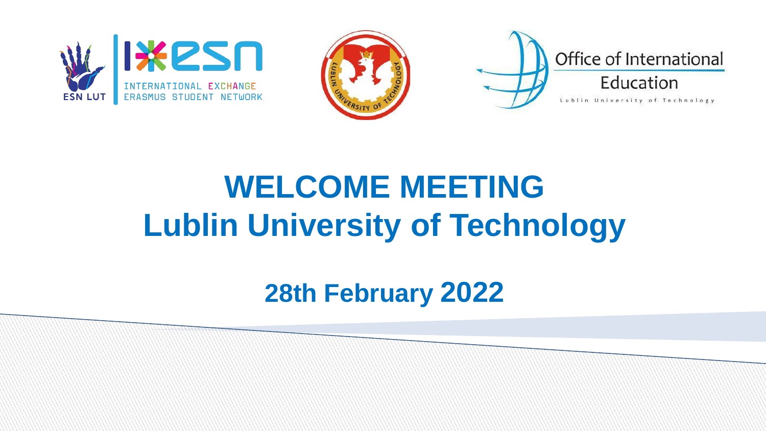# WELCOME MEETING
# Lublin University of Technology

## 28th February 2022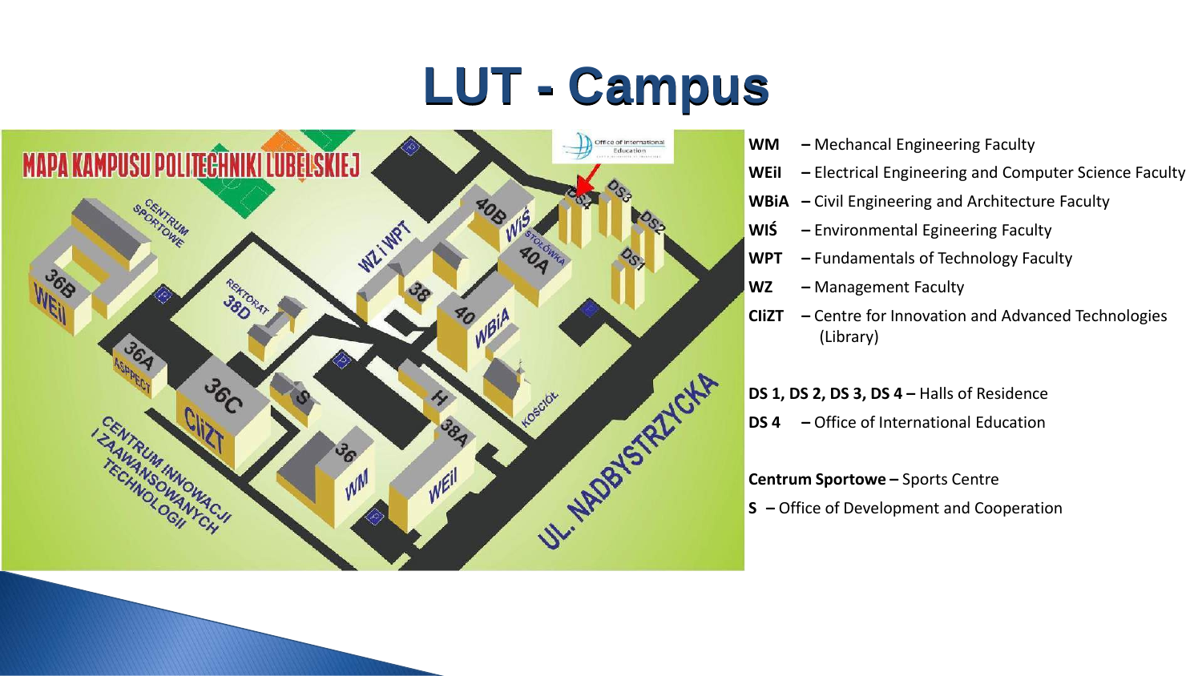# LUT - Campus

**WM** – Mechancal Engineering Faculty

**WEiI** – Electrical Engineering and Computer Science Faculty

**WBiA** – Civil Engineering and Architecture Faculty

**WIŚ** – Environmental Egineering Faculty

**WPT** – Fundamentals of Technology Faculty

**WZ** – Management Faculty

**CIiZT** – Centre for Innovation and Advanced Technologies (Library)

**DS 1, DS 2, DS 3, DS 4 –** Halls of Residence

**DS 4** – Office of International Education

**Centrum Sportowe –** Sports Centre

**S** – Office of Development and Cooperation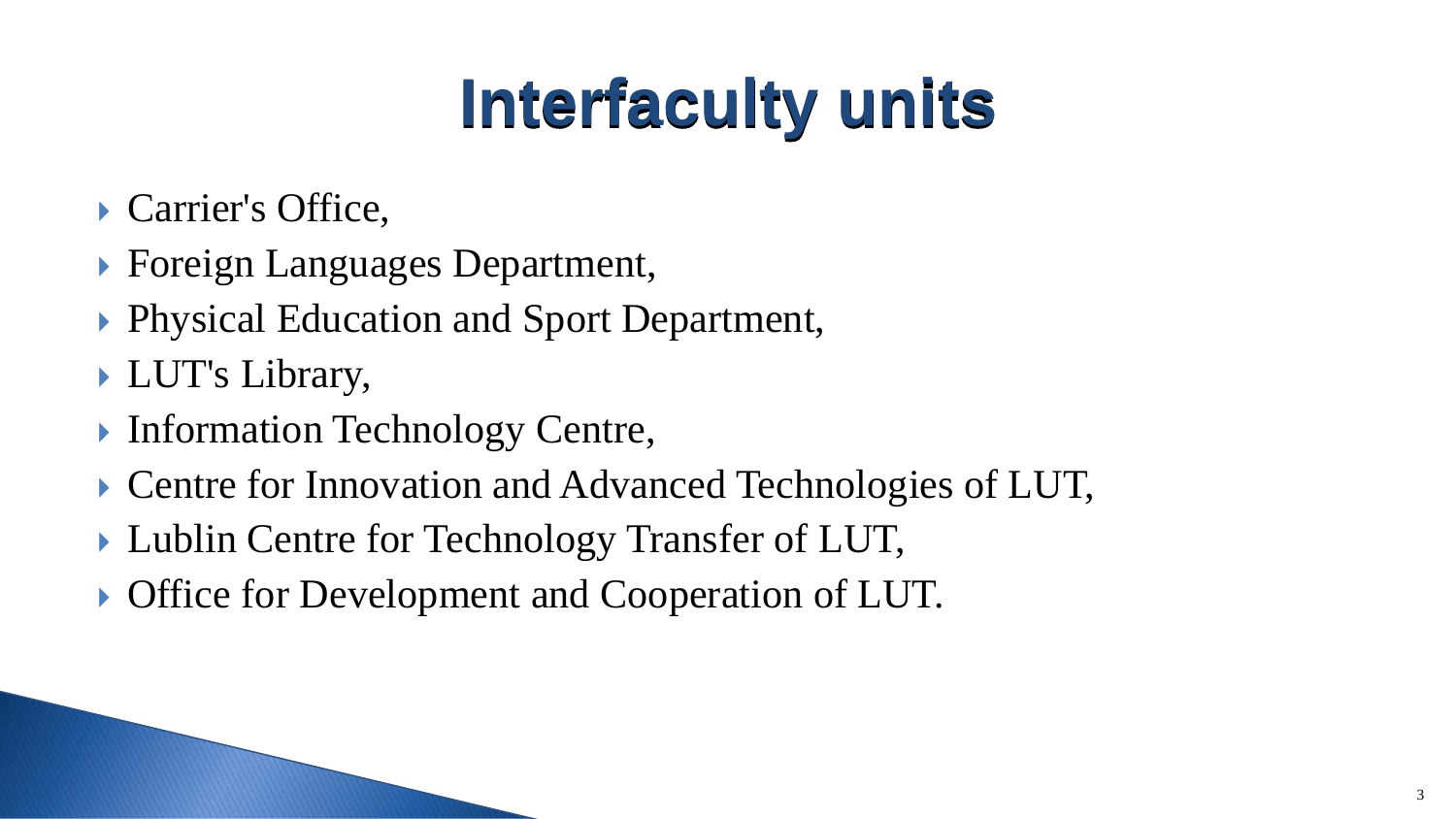# Interfaculty units

- Carrier's Office,
- Foreign Languages Department,
- Physical Education and Sport Department,
- LUT's Library,
- Information Technology Centre,
- Centre for Innovation and Advanced Technologies of LUT,
- Lublin Centre for Technology Transfer of LUT,
- Office for Development and Cooperation of LUT.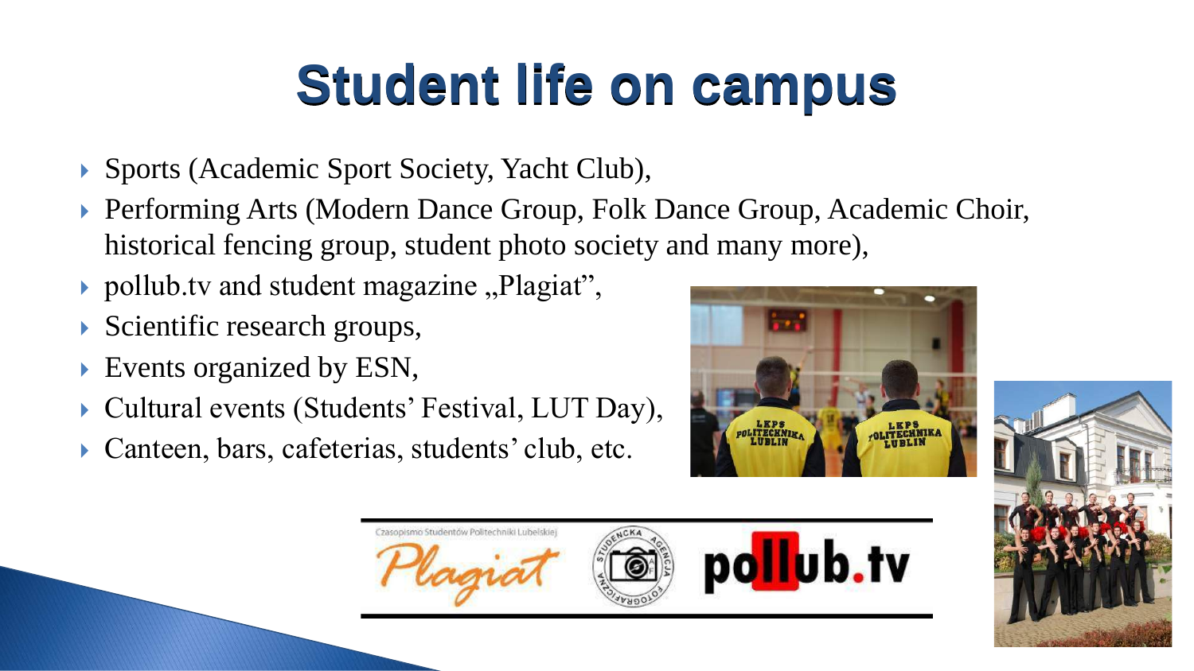# Student life on campus

- Sports (Academic Sport Society, Yacht Club),
- Performing Arts (Modern Dance Group, Folk Dance Group, Academic Choir, historical fencing group, student photo society and many more),
- pollub.tv and student magazine „Plagiat",
- Scientific research groups,
- Events organized by ESN,
- Cultural events (Students' Festival, LUT Day),
- Canteen, bars, cafeterias, students' club, etc.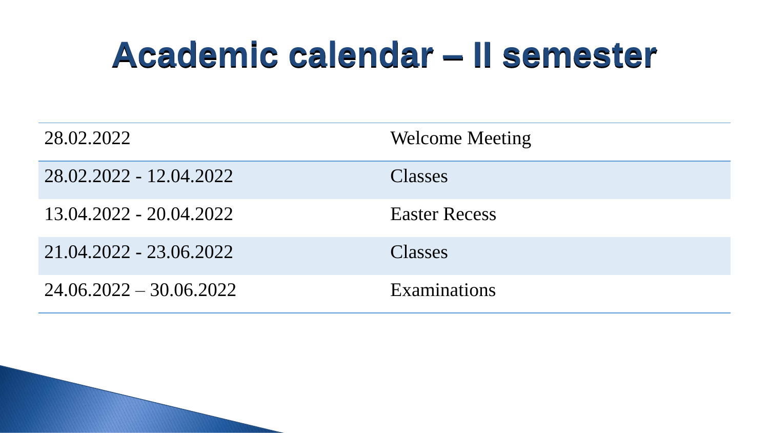# Academic calendar – II semester

| | |
|---|---|
| 28.02.2022 | Welcome Meeting |
| 28.02.2022 - 12.04.2022 | Classes |
| 13.04.2022 - 20.04.2022 | Easter Recess |
| 21.04.2022 - 23.06.2022 | Classes |
| 24.06.2022 – 30.06.2022 | Examinations |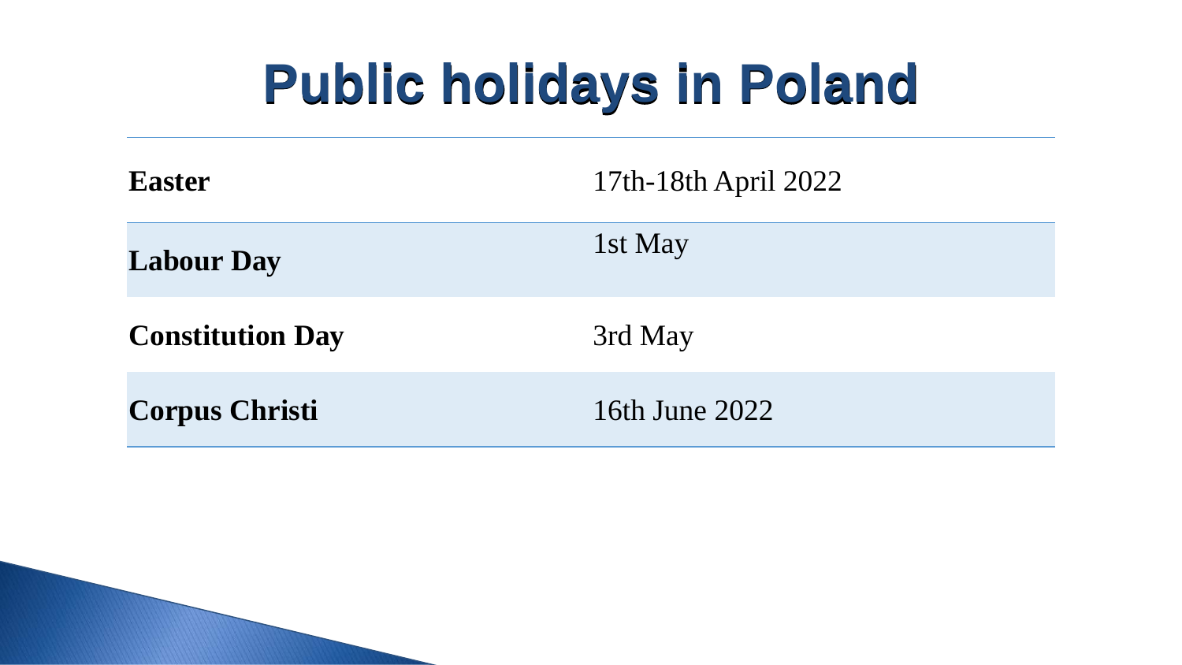# Public holidays in Poland

| | |
|---|---|
| **Easter** | 17th-18th April 2022 |
| **Labour Day** | 1st May |
| **Constitution Day** | 3rd May |
| **Corpus Christi** | 16th June 2022 |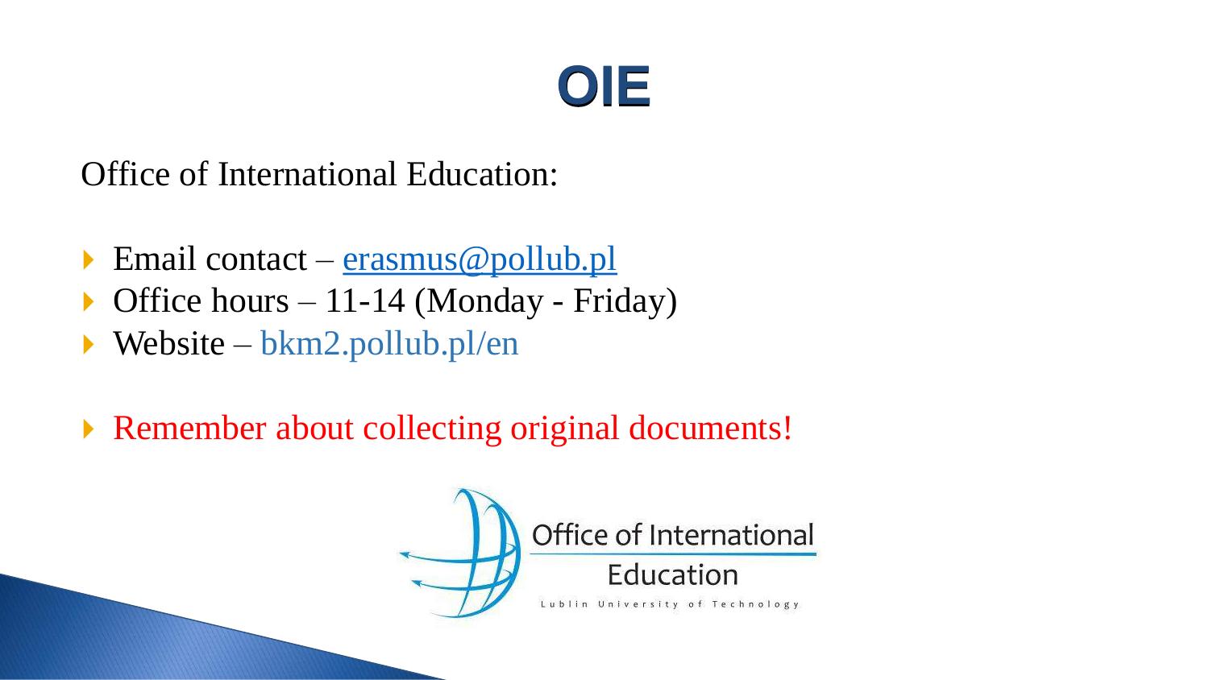# OIE

Office of International Education:

- Email contact – erasmus@pollub.pl
- Office hours – 11-14 (Monday - Friday)
- Website – bkm2.pollub.pl/en

- Remember about collecting original documents!

Office of International Education
Lublin University of Technology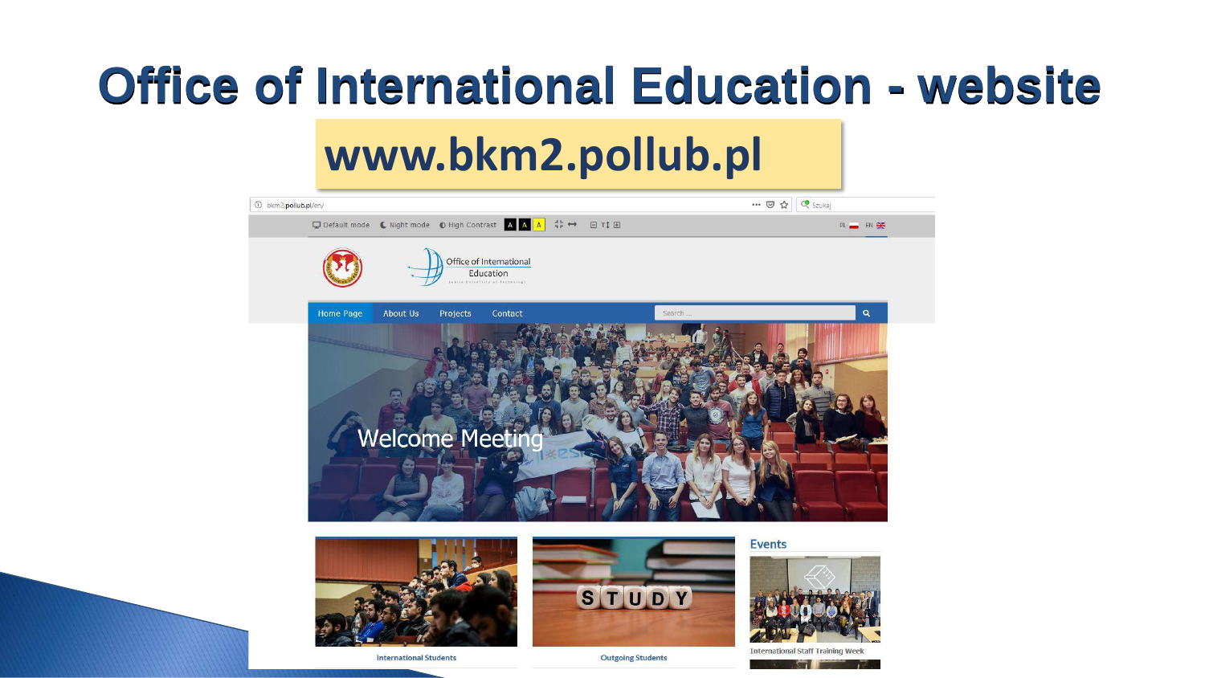# Office of International Education - website

**www.bkm2.pollub.pl**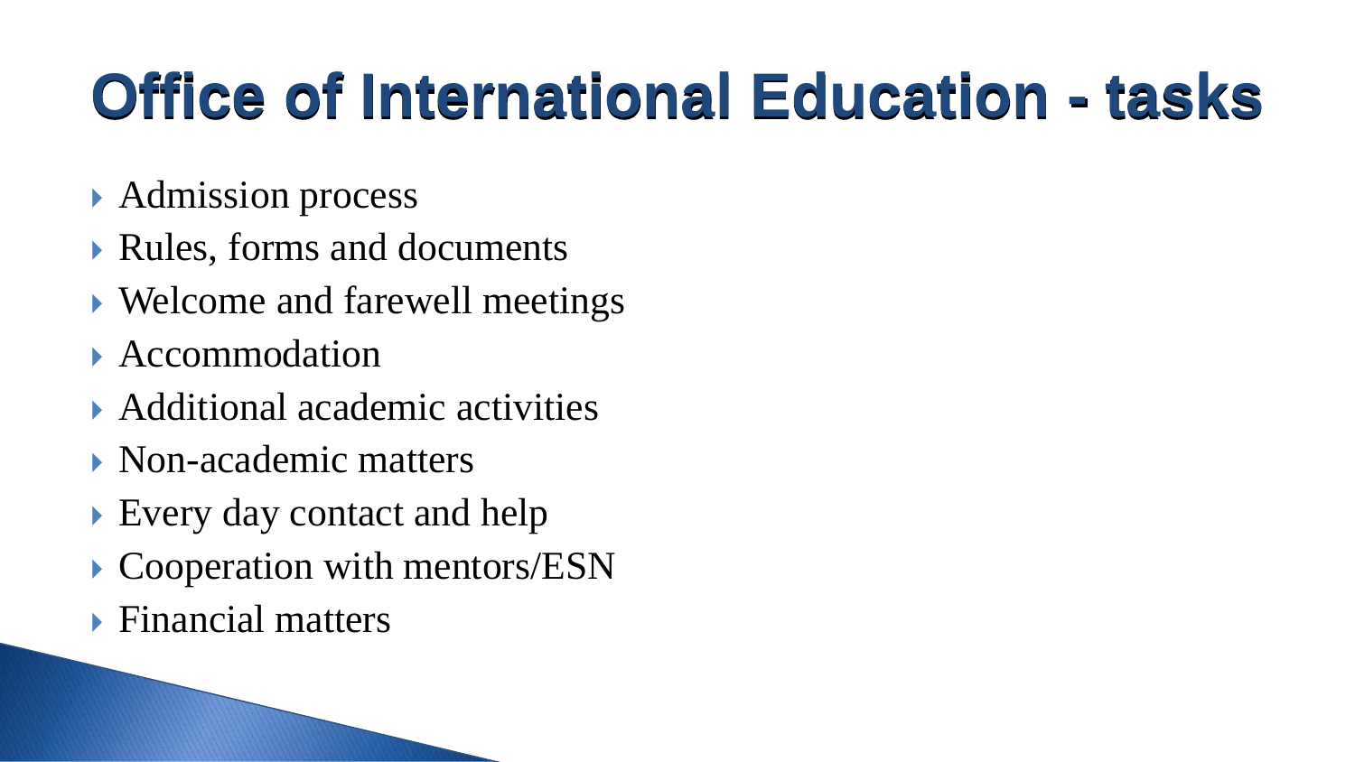# Office of International Education - tasks

- Admission process
- Rules, forms and documents
- Welcome and farewell meetings
- Accommodation
- Additional academic activities
- Non-academic matters
- Every day contact and help
- Cooperation with mentors/ESN
- Financial matters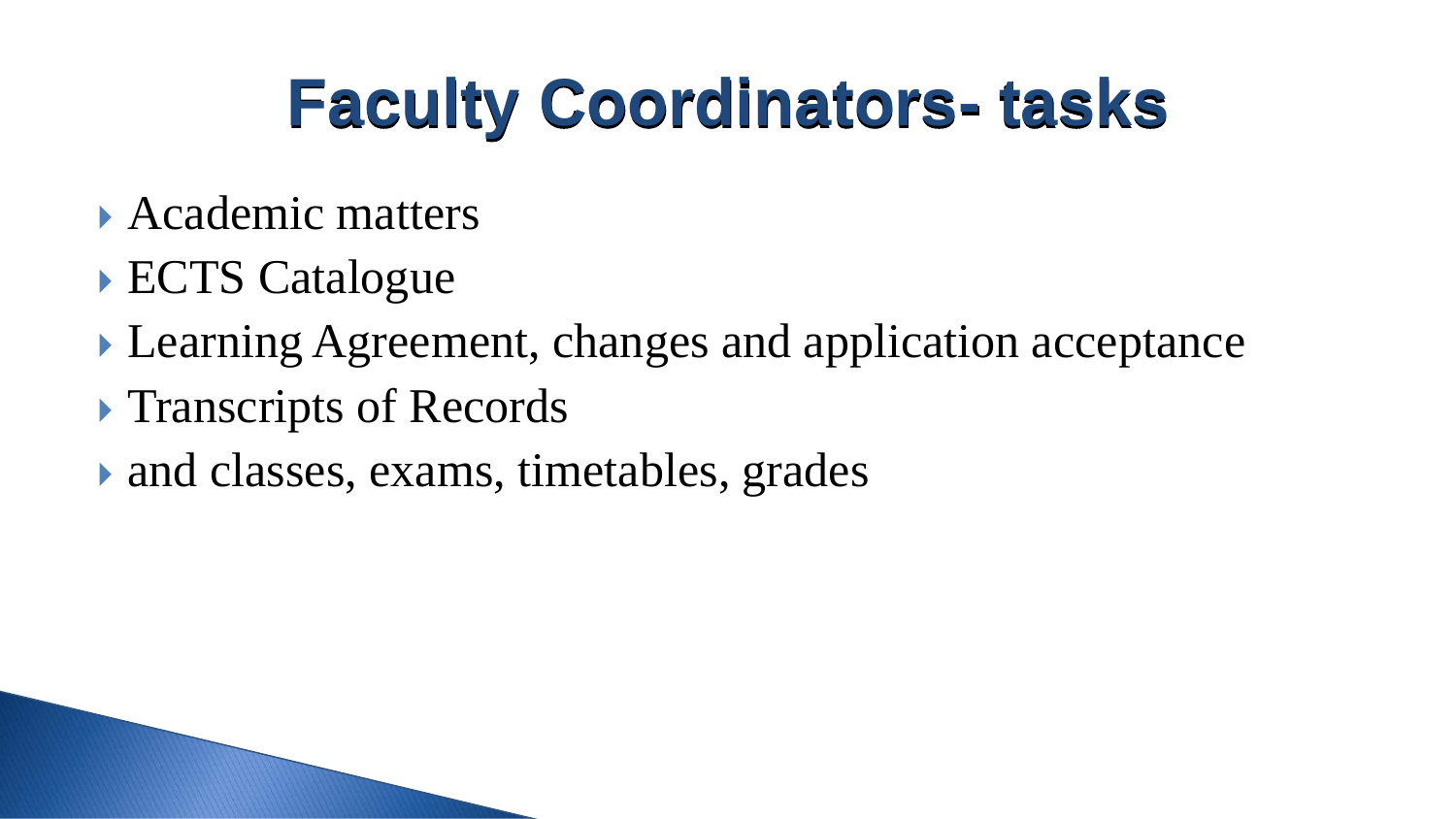# Faculty Coordinators- tasks

- Academic matters
- ECTS Catalogue
- Learning Agreement, changes and application acceptance
- Transcripts of Records
- and classes, exams, timetables, grades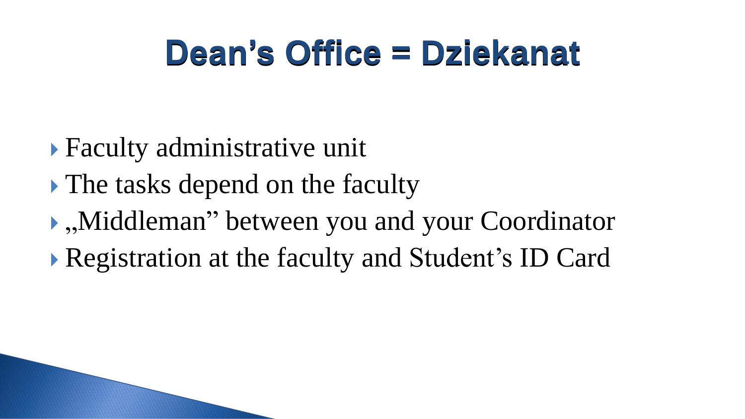# Dean’s Office = Dziekanat

- Faculty administrative unit
- The tasks depend on the faculty
- „Middleman” between you and your Coordinator
- Registration at the faculty and Student’s ID Card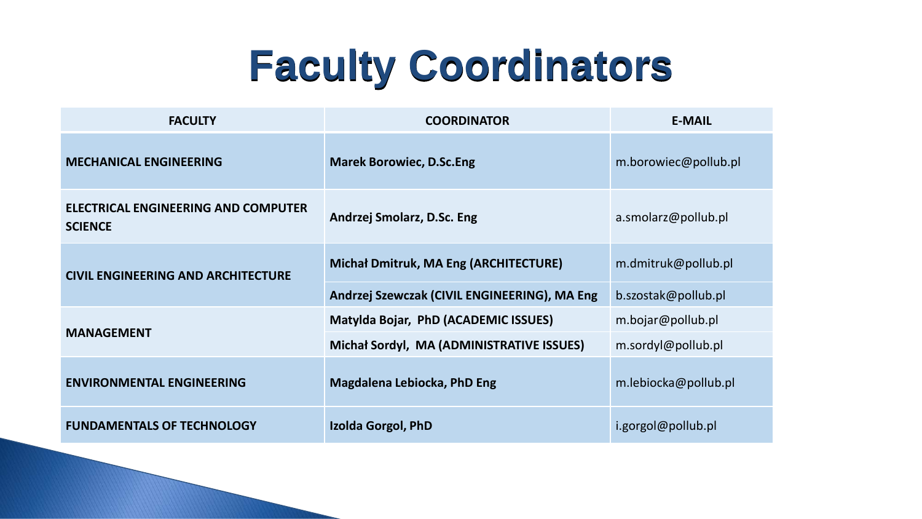# Faculty Coordinators

| FACULTY | COORDINATOR | E-MAIL |
|---|---|---|
| **MECHANICAL ENGINEERING** | **Marek Borowiec, D.Sc.Eng** | m.borowiec@pollub.pl |
| **ELECTRICAL ENGINEERING AND COMPUTER SCIENCE** | **Andrzej Smolarz, D.Sc. Eng** | a.smolarz@pollub.pl |
| **CIVIL ENGINEERING AND ARCHITECTURE** | **Michał Dmitruk, MA Eng (ARCHITECTURE)** | m.dmitruk@pollub.pl |
| | **Andrzej Szewczak (CIVIL ENGINEERING), MA Eng** | b.szostak@pollub.pl |
| **MANAGEMENT** | **Matylda Bojar, PhD (ACADEMIC ISSUES)** | m.bojar@pollub.pl |
| | **Michał Sordyl, MA (ADMINISTRATIVE ISSUES)** | m.sordyl@pollub.pl |
| **ENVIRONMENTAL ENGINEERING** | **Magdalena Lebiocka, PhD Eng** | m.lebiocka@pollub.pl |
| **FUNDAMENTALS OF TECHNOLOGY** | **Izolda Gorgol, PhD** | i.gorgol@pollub.pl |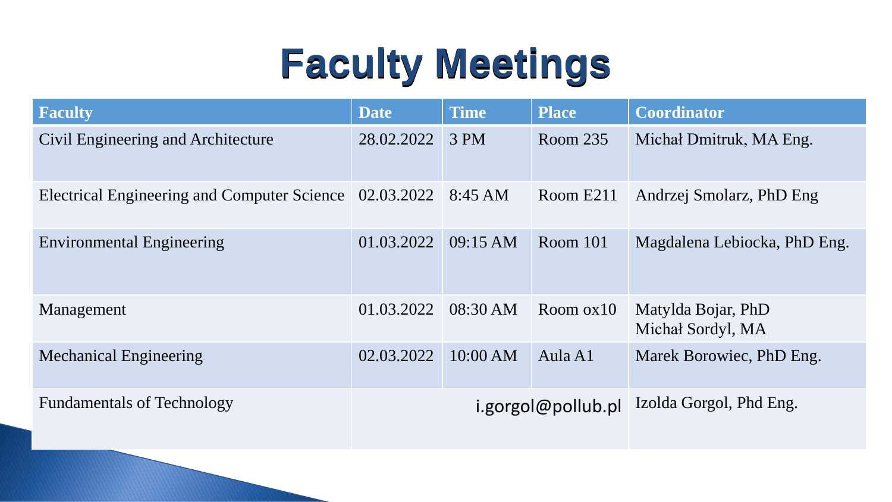# Faculty Meetings

| Faculty | Date | Time | Place | Coordinator |
|---|---|---|---|---|
| Civil Engineering and Architecture | 28.02.2022 | 3 PM | Room 235 | Michał Dmitruk, MA Eng. |
| Electrical Engineering and Computer Science | 02.03.2022 | 8:45 AM | Room E211 | Andrzej Smolarz, PhD Eng |
| Environmental Engineering | 01.03.2022 | 09:15 AM | Room 101 | Magdalena Lebiocka, PhD Eng. |
| Management | 01.03.2022 | 08:30 AM | Room ox10 | Matylda Bojar, PhD<br>Michał Sordyl, MA |
| Mechanical Engineering | 02.03.2022 | 10:00 AM | Aula A1 | Marek Borowiec, PhD Eng. |
| Fundamentals of Technology | i.gorgol@pollub.pl | | | Izolda Gorgol, Phd Eng. |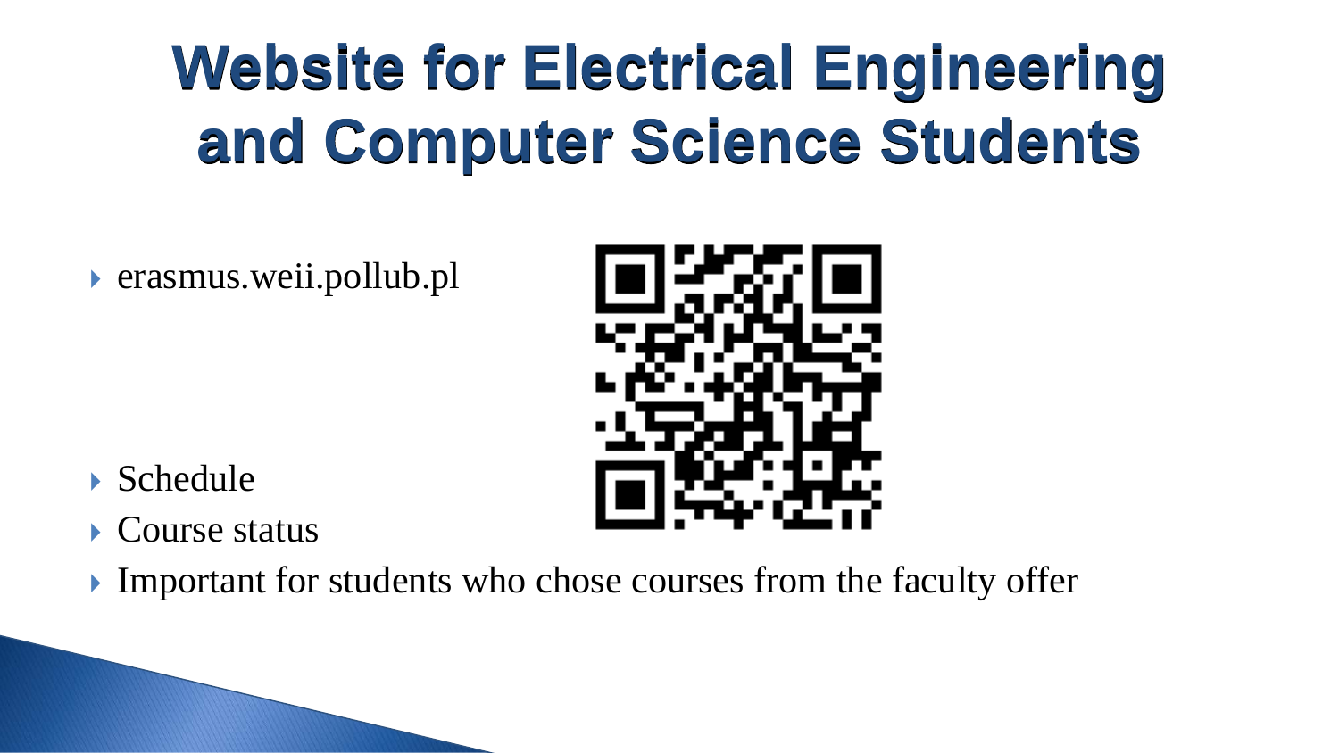# Website for Electrical Engineering and Computer Science Students

- erasmus.weii.pollub.pl

- Schedule
- Course status
- Important for students who chose courses from the faculty offer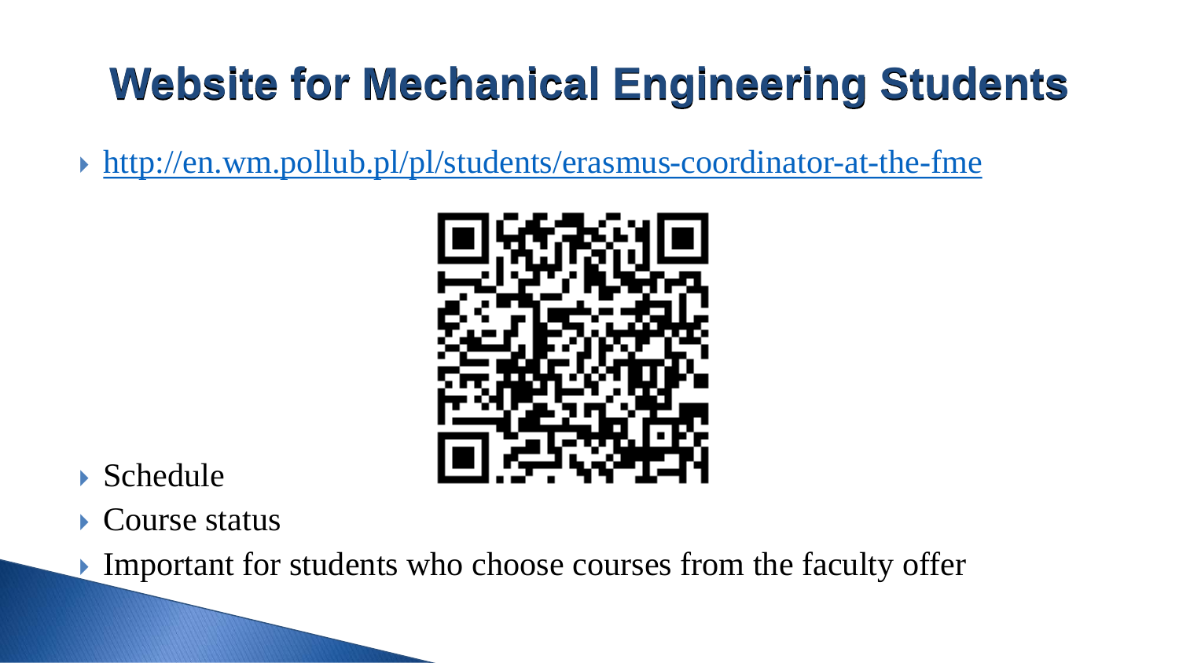# Website for Mechanical Engineering Students

- [http://en.wm.pollub.pl/pl/students/erasmus-coordinator-at-the-fme](http://en.wm.pollub.pl/pl/students/erasmus-coordinator-at-the-fme)

- Schedule
- Course status
- Important for students who choose courses from the faculty offer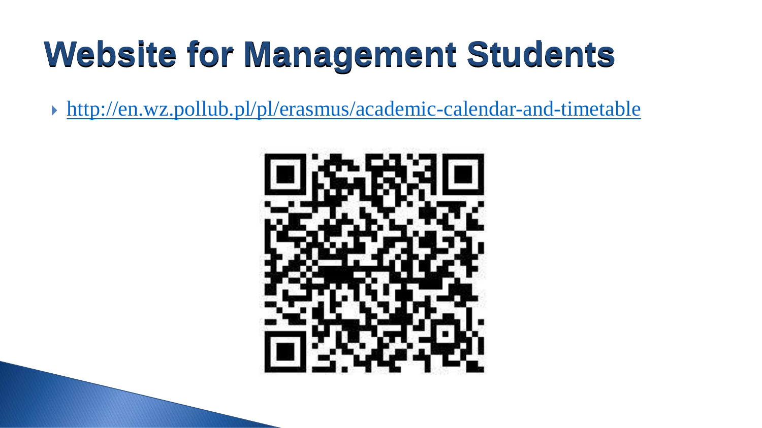# Website for Management Students

- http://en.wz.pollub.pl/pl/erasmus/academic-calendar-and-timetable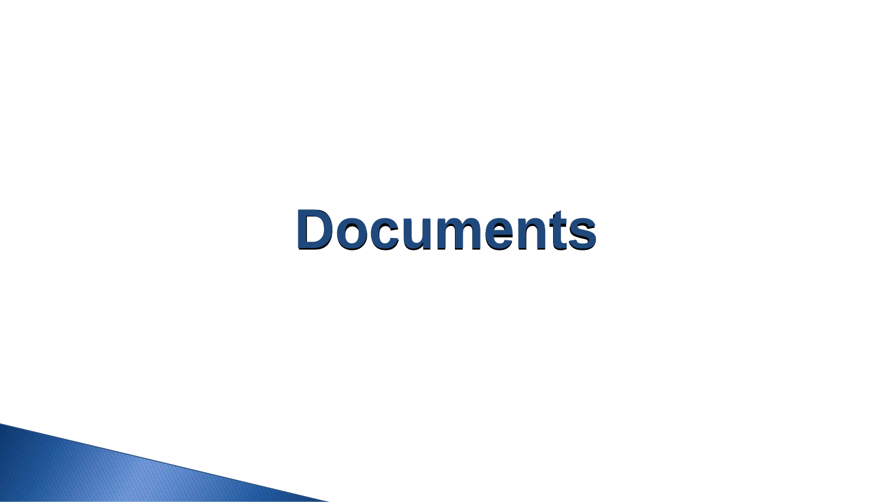# Documents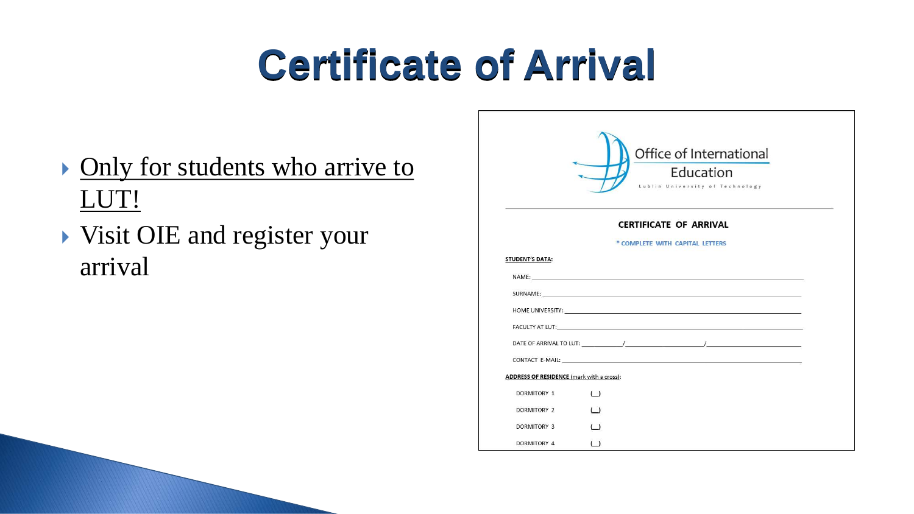# Certificate of Arrival

- Only for students who arrive to LUT!
- Visit OIE and register your arrival

Office of International Education
Lublin University of Technology

**CERTIFICATE OF ARRIVAL**

\* COMPLETE WITH CAPITAL LETTERS

**STUDENT'S DATA:**

NAME: ______________________________

SURNAME: ______________________________

HOME UNIVERSITY: ______________________________

FACULTY AT LUT: ______________________________

DATE OF ARRIVAL TO LUT: ________/________/________

CONTACT E-MAIL: ______________________________

**ADDRESS OF RESIDENCE** (mark with a cross):

DORMITORY 1 [ ]

DORMITORY 2 [ ]

DORMITORY 3 [ ]

DORMITORY 4 [ ]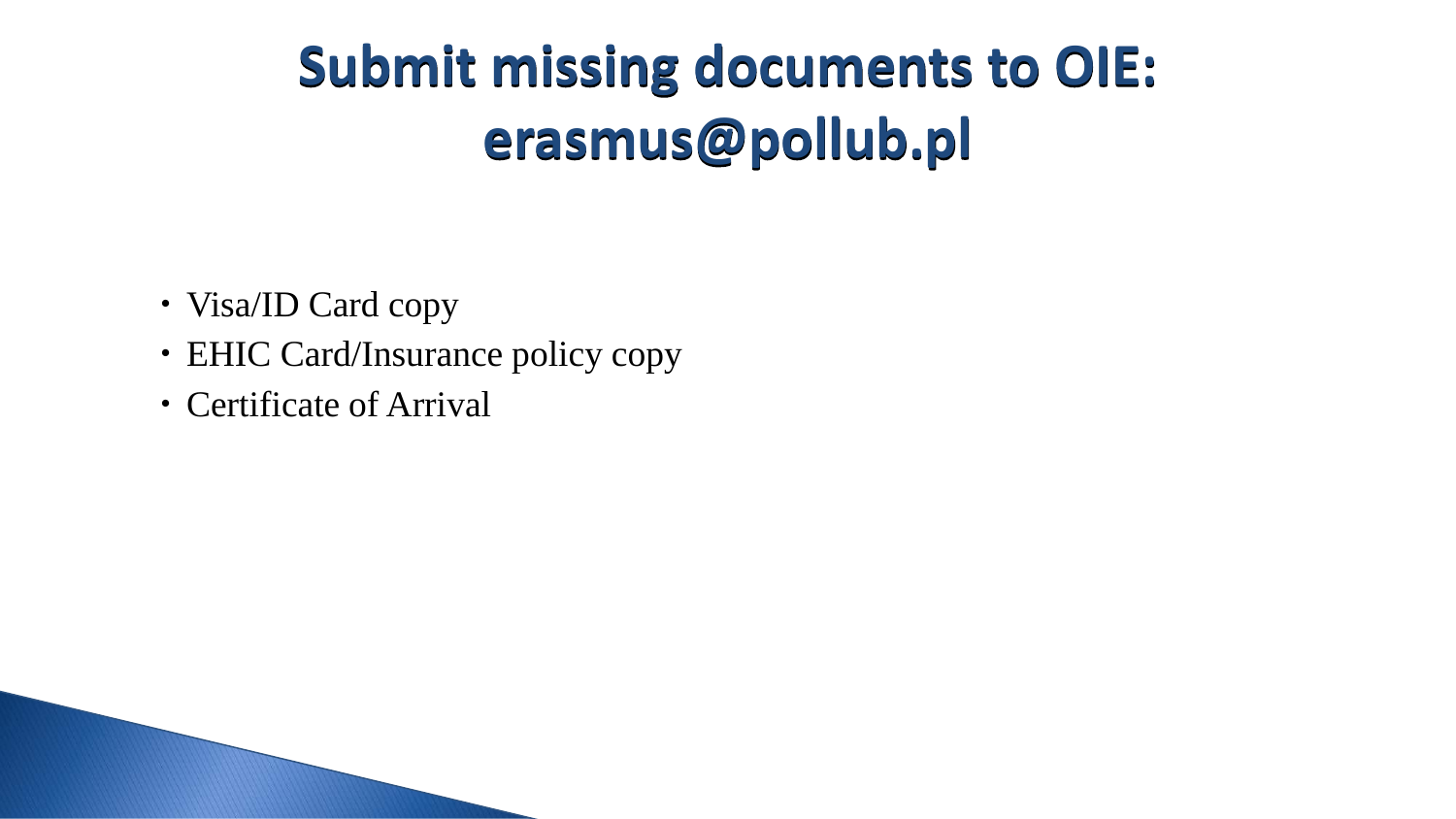# Submit missing documents to OIE: erasmus@pollub.pl

- Visa/ID Card copy
- EHIC Card/Insurance policy copy
- Certificate of Arrival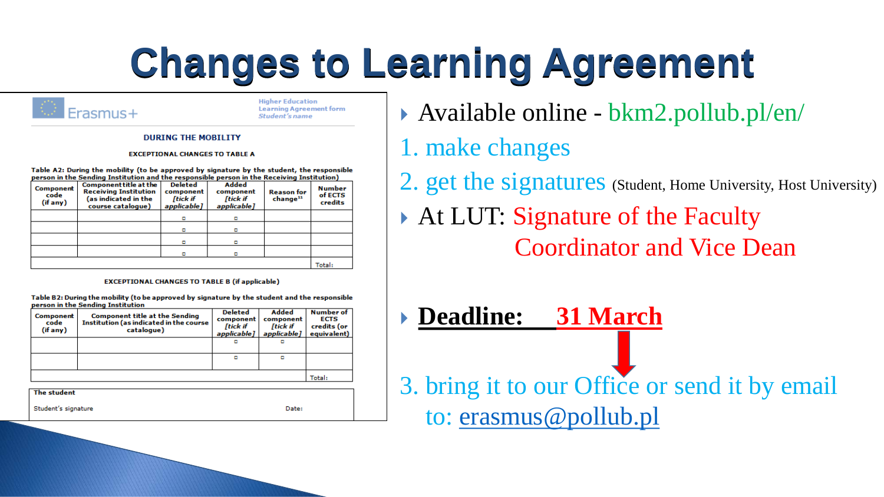# Changes to Learning Agreement

Erasmus+

Higher Education Learning Agreement form
*Student's name*

**DURING THE MOBILITY**

**EXCEPTIONAL CHANGES TO TABLE A**

**Table A2: During the mobility (to be approved by signature by the student, the responsible person in the Sending Institution and the responsible person in the Receiving Institution)**

| Component code (if any) | Component title at the Receiving Institution (as indicated in the course catalogue) | Deleted component [tick if applicable] | Added component [tick if applicable] | Reason for change[11] | Number of ECTS credits |
|---|---|---|---|---|---|
| | | ☐ | ☐ | | |
| | | ☐ | ☐ | | |
| | | ☐ | ☐ | | |
| | | ☐ | ☐ | | |
| | | | | | Total: |

**EXCEPTIONAL CHANGES TO TABLE B (if applicable)**

**Table B2: During the mobility (to be approved by signature by the student and the responsible person in the Sending Institution)**

| Component code (if any) | Component title at the Sending Institution (as indicated in the course catalogue) | Deleted component [tick if applicable] | Added component [tick if applicable] | Number of ECTS credits (or equivalent) |
|---|---|---|---|---|
| | | ☐ | ☐ | |
| | | ☐ | ☐ | |
| | | | | Total: |

**The student**

Student's signature Date:

- Available online - bkm2.pollub.pl/en/

1. make changes
2. get the signatures (Student, Home University, Host University)

- At LUT: Signature of the Faculty Coordinator and Vice Dean

- **Deadline: 31 March**

3. bring it to our Office or send it by email to: erasmus@pollub.pl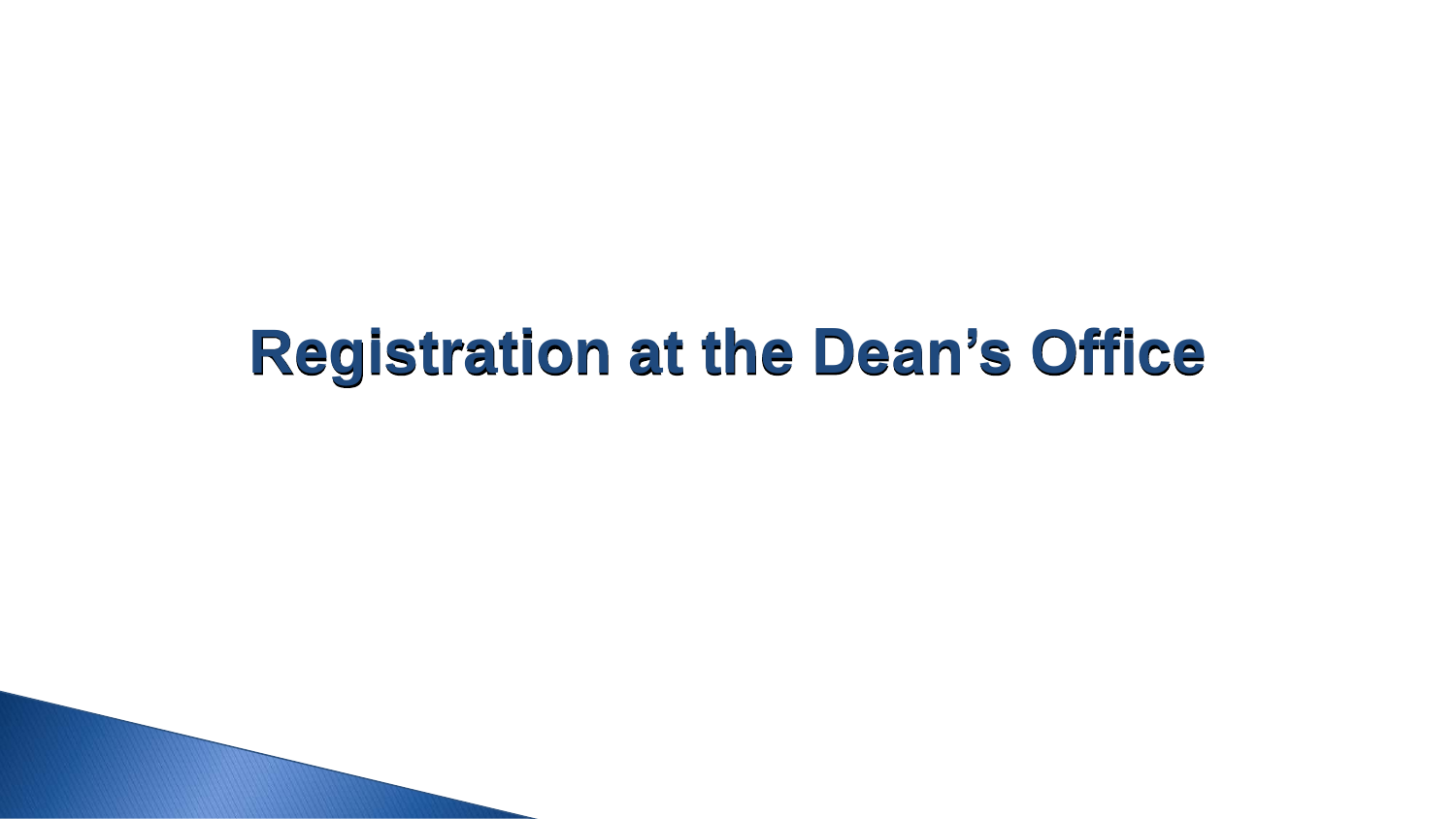# Registration at the Dean’s Office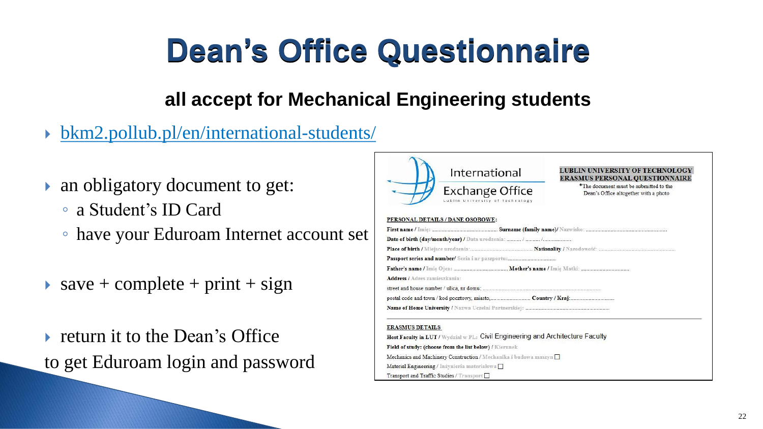# Dean's Office Questionnaire

**all accept for Mechanical Engineering students**

- bkm2.pollub.pl/en/international-students/

- an obligatory document to get:
  - a Student's ID Card
  - have your Eduroam Internet account set

- save + complete + print + sign

- return it to the Dean's Office

to get Eduroam login and password

International Exchange Office
Lublin University of Technology

**LUBLIN UNIVERSITY OF TECHNOLOGY**
**ERASMUS PERSONAL QUESTIONNAIRE**

*The document must be submitted to the Dean's Office altogether with a photo

**PERSONAL DETAILS / DANE OSOBOWE:**

**First name** / Imię: ................................ **Surname (family name)**/ Nazwisko: ................................

**Date of birth (day/month/year)** / Data urodzenia: ......... / ......... / ..................

**Place of birth** / Miejsce urodzenia: ................................ **Nationality** / Narodowość: ................................

**Passport series and number**/ Seria i nr paszportu: ................................

**Father's name** / Imię Ojca: ................................ **Mother's name** / Imię Matki: ................................

**Address** / Adres zamieszkania:

street and house number / ulica, nr domu: ................................

postal code and town / kod pocztowy, miasto, ................................ **Country / Kraj**: ................................

**Name of Home University** / Nazwa Uczelni Partnerskiej: ................................

**ERASMUS DETAILS**

**Host Faculty in LUT** / Wydział w PL: Civil Engineering and Architecture Faculty

**Field of study: (choose from the list below)** / Kierunek:

Mechanics and Machinery Construction / Mechanika i budowa maszyn ☐

Material Engineering / Inżynieria materiałowa ☐

Transport and Traffic Studies / Transport ☐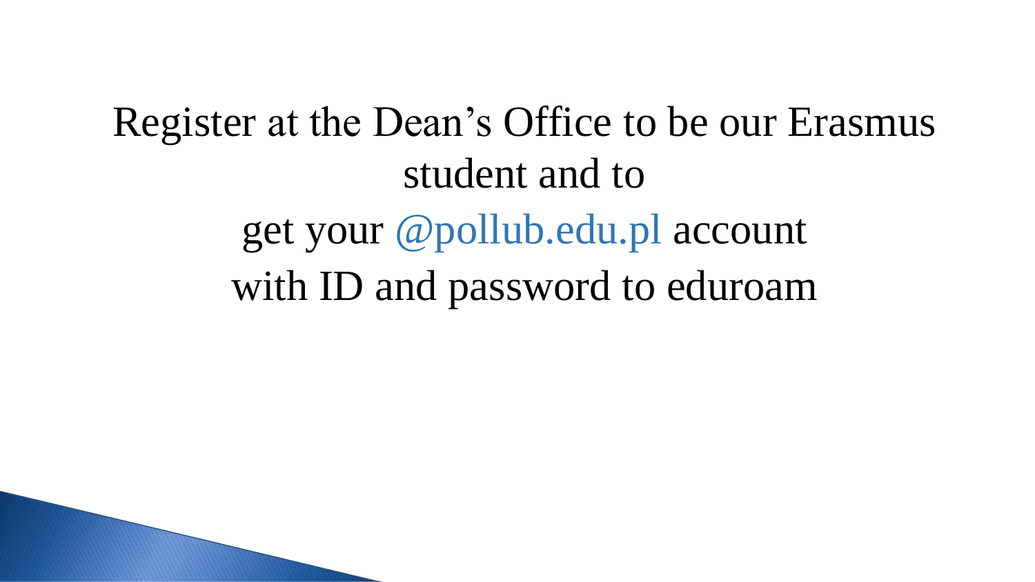Register at the Dean’s Office to be our Erasmus student and to
get your @pollub.edu.pl account
with ID and password to eduroam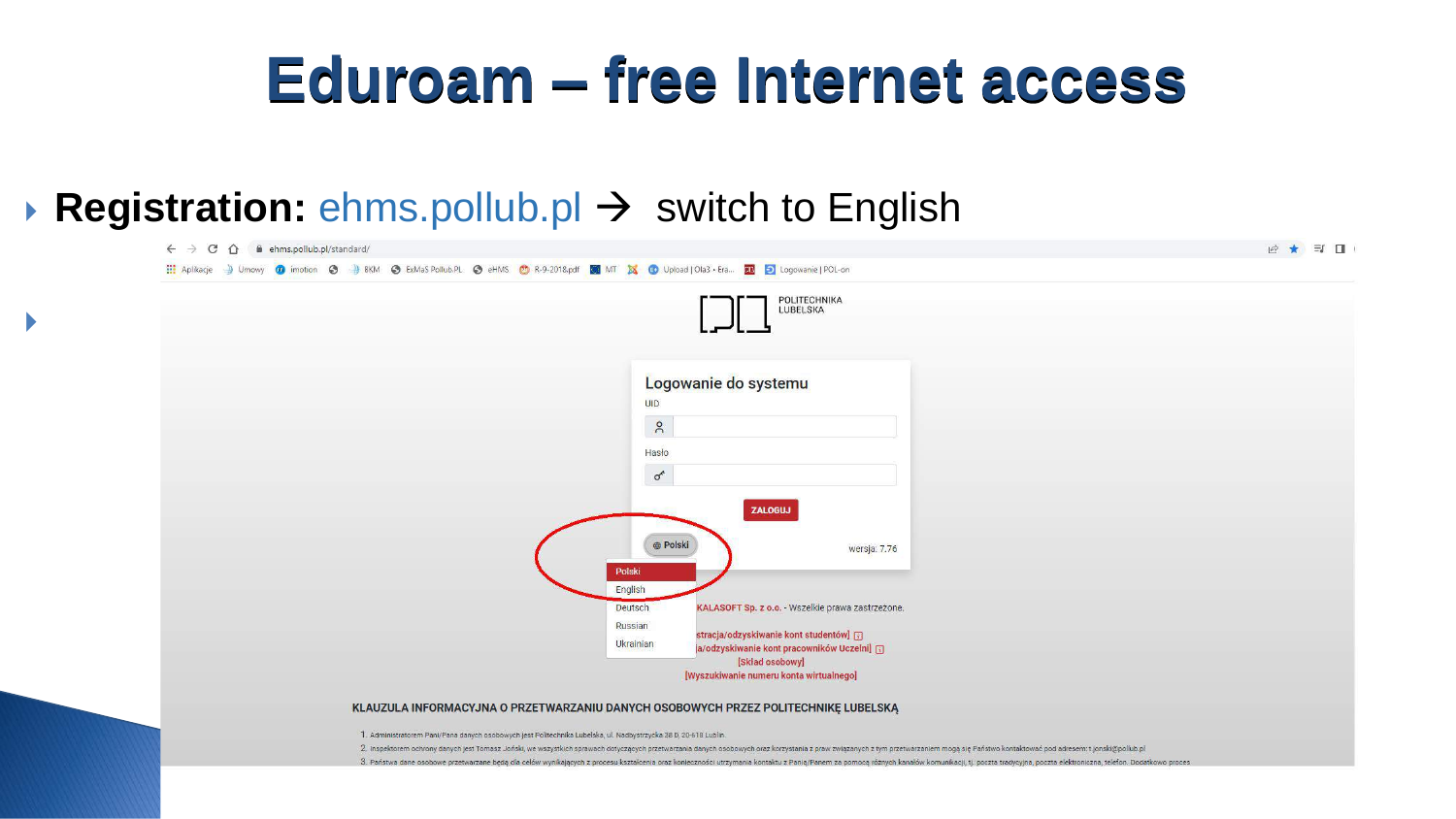# Eduroam – free Internet access

- **Registration:** ehms.pollub.pl → switch to English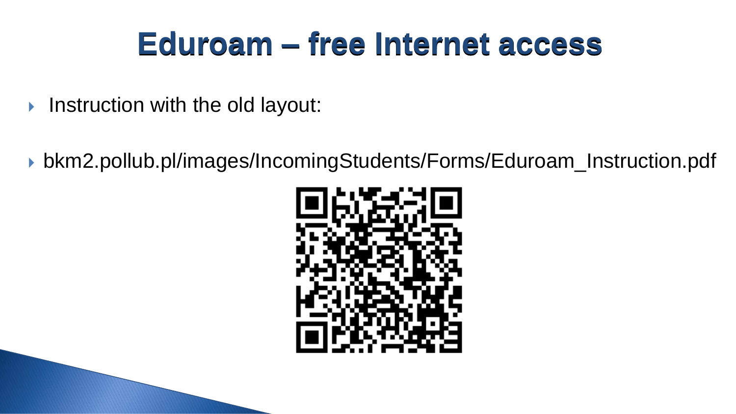# Eduroam – free Internet access

- Instruction with the old layout:

- bkm2.pollub.pl/images/IncomingStudents/Forms/Eduroam_Instruction.pdf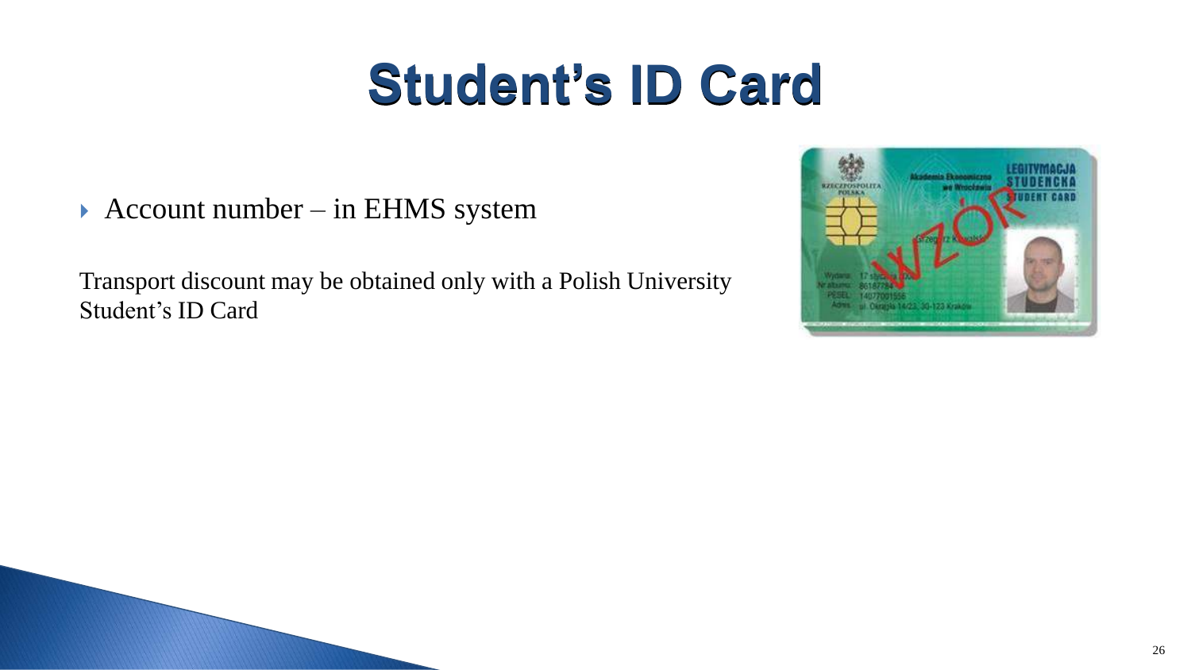# Student's ID Card

- Account number – in EHMS system

Transport discount may be obtained only with a Polish University Student's ID Card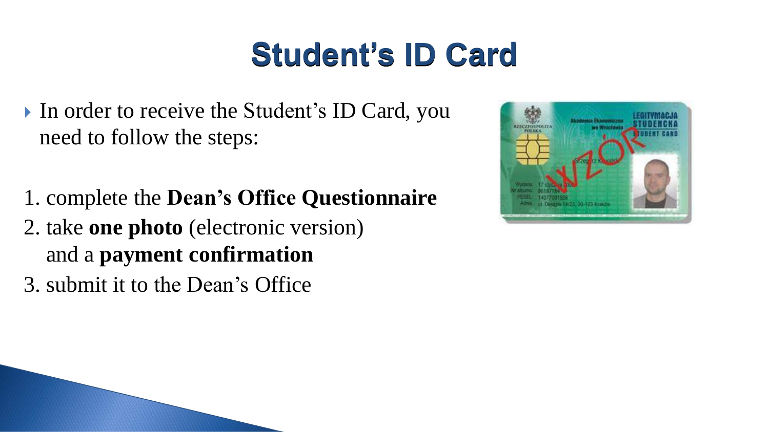# Student's ID Card

- In order to receive the Student's ID Card, you need to follow the steps:

1. complete the **Dean's Office Questionnaire**
2. take **one photo** (electronic version) and a **payment confirmation**
3. submit it to the Dean's Office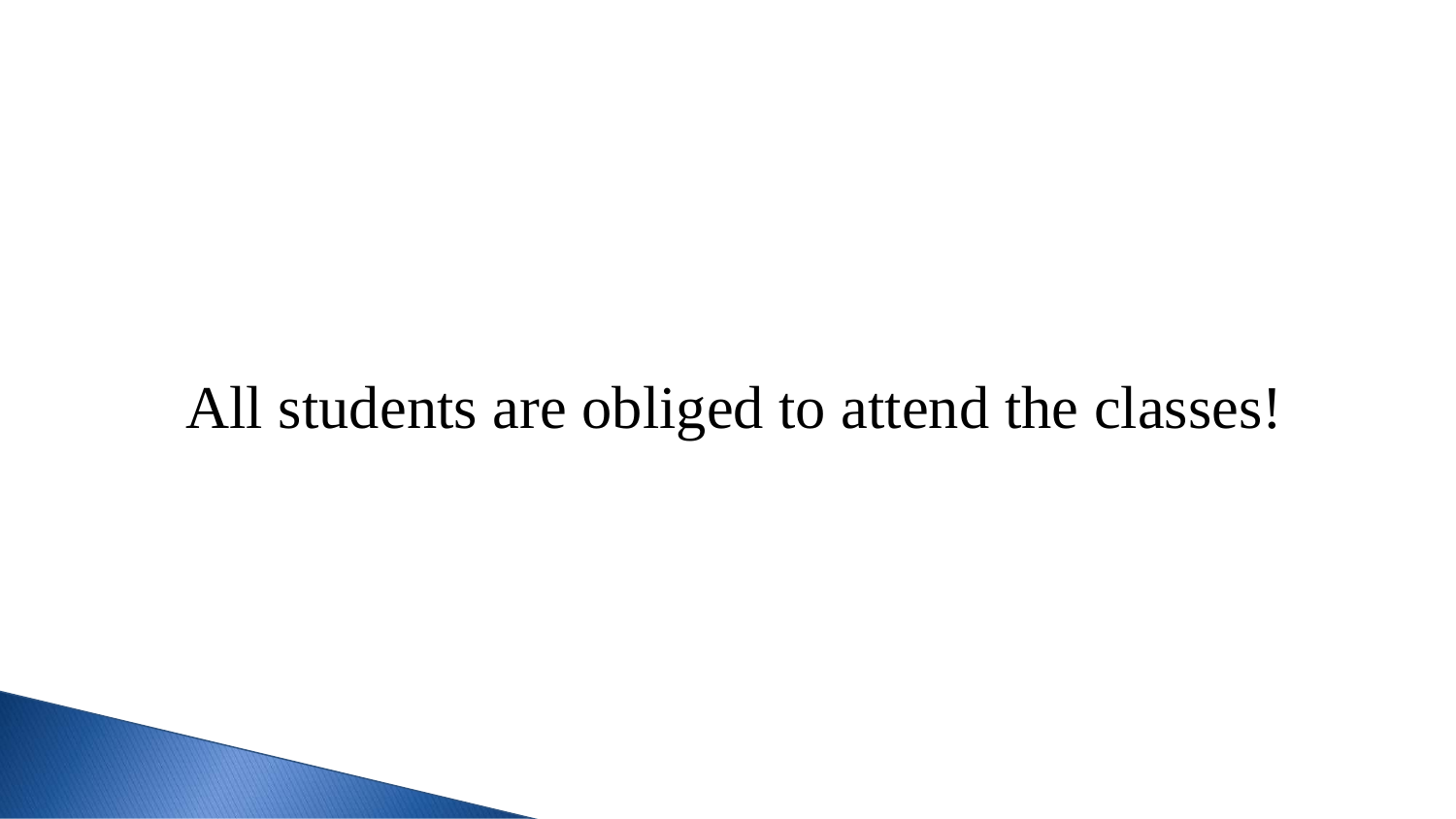All students are obliged to attend the classes!